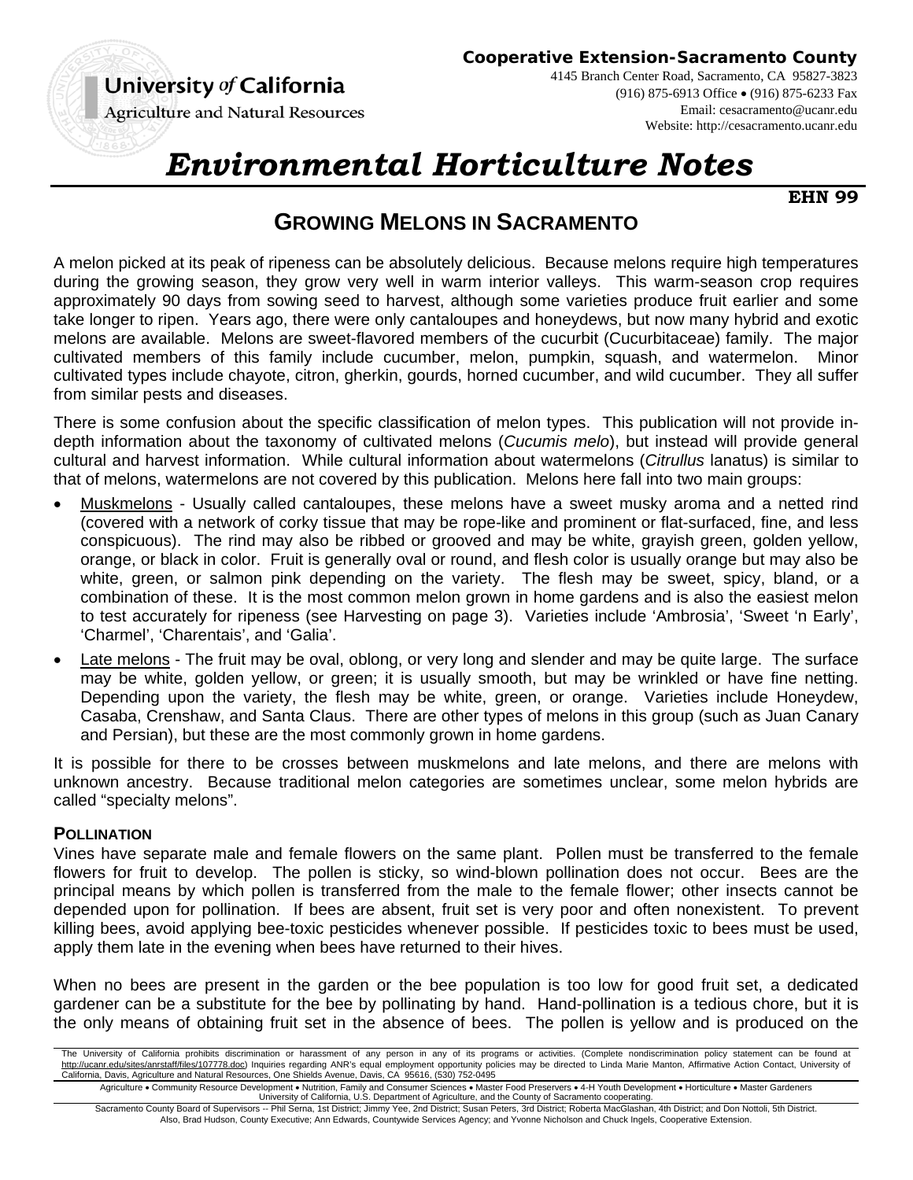**Cooperative Extension-Sacramento County**

4145 Branch Center Road, Sacramento, CA 95827-3823
(916) 875-6913 Office • (916) 875-6233 Fax
Email: cesacramento@ucanr.edu
Website: http://cesacramento.ucanr.edu

University *of* California
Agriculture and Natural Resources

# *Environmental Horticulture Notes*

**EHN 99**

## GROWING MELONS IN SACRAMENTO

A melon picked at its peak of ripeness can be absolutely delicious. Because melons require high temperatures during the growing season, they grow very well in warm interior valleys. This warm-season crop requires approximately 90 days from sowing seed to harvest, although some varieties produce fruit earlier and some take longer to ripen. Years ago, there were only cantaloupes and honeydews, but now many hybrid and exotic melons are available. Melons are sweet-flavored members of the cucurbit (Cucurbitaceae) family. The major cultivated members of this family include cucumber, melon, pumpkin, squash, and watermelon. Minor cultivated types include chayote, citron, gherkin, gourds, horned cucumber, and wild cucumber. They all suffer from similar pests and diseases.

There is some confusion about the specific classification of melon types. This publication will not provide in-depth information about the taxonomy of cultivated melons (*Cucumis melo*), but instead will provide general cultural and harvest information. While cultural information about watermelons (*Citrullus* lanatus) is similar to that of melons, watermelons are not covered by this publication. Melons here fall into two main groups:

- Muskmelons - Usually called cantaloupes, these melons have a sweet musky aroma and a netted rind (covered with a network of corky tissue that may be rope-like and prominent or flat-surfaced, fine, and less conspicuous). The rind may also be ribbed or grooved and may be white, grayish green, golden yellow, orange, or black in color. Fruit is generally oval or round, and flesh color is usually orange but may also be white, green, or salmon pink depending on the variety. The flesh may be sweet, spicy, bland, or a combination of these. It is the most common melon grown in home gardens and is also the easiest melon to test accurately for ripeness (see Harvesting on page 3). Varieties include 'Ambrosia', 'Sweet 'n Early', 'Charmel', 'Charentais', and 'Galia'.
- Late melons - The fruit may be oval, oblong, or very long and slender and may be quite large. The surface may be white, golden yellow, or green; it is usually smooth, but may be wrinkled or have fine netting. Depending upon the variety, the flesh may be white, green, or orange. Varieties include Honeydew, Casaba, Crenshaw, and Santa Claus. There are other types of melons in this group (such as Juan Canary and Persian), but these are the most commonly grown in home gardens.

It is possible for there to be crosses between muskmelons and late melons, and there are melons with unknown ancestry. Because traditional melon categories are sometimes unclear, some melon hybrids are called "specialty melons".

### POLLINATION

Vines have separate male and female flowers on the same plant. Pollen must be transferred to the female flowers for fruit to develop. The pollen is sticky, so wind-blown pollination does not occur. Bees are the principal means by which pollen is transferred from the male to the female flower; other insects cannot be depended upon for pollination. If bees are absent, fruit set is very poor and often nonexistent. To prevent killing bees, avoid applying bee-toxic pesticides whenever possible. If pesticides toxic to bees must be used, apply them late in the evening when bees have returned to their hives.

When no bees are present in the garden or the bee population is too low for good fruit set, a dedicated gardener can be a substitute for the bee by pollinating by hand. Hand-pollination is a tedious chore, but it is the only means of obtaining fruit set in the absence of bees. The pollen is yellow and is produced on the

The University of California prohibits discrimination or harassment of any person in any of its programs or activities. (Complete nondiscrimination policy statement can be found at http://ucanr.edu/sites/anrstaff/files/107778.doc) Inquiries regarding ANR's equal employment opportunity policies may be directed to Linda Marie Manton, Affirmative Action Contact, University of California, Davis, Agriculture and Natural Resources, One Shields Avenue, Davis, CA 95616, (530) 752-0495

Agriculture • Community Resource Development • Nutrition, Family and Consumer Sciences • Master Food Preservers • 4-H Youth Development • Horticulture • Master Gardeners
University of California, U.S. Department of Agriculture, and the County of Sacramento cooperating.

Sacramento County Board of Supervisors -- Phil Serna, 1st District; Jimmy Yee, 2nd District; Susan Peters, 3rd District; Roberta MacGlashan, 4th District; and Don Nottoli, 5th District.
Also, Brad Hudson, County Executive; Ann Edwards, Countywide Services Agency; and Yvonne Nicholson and Chuck Ingels, Cooperative Extension.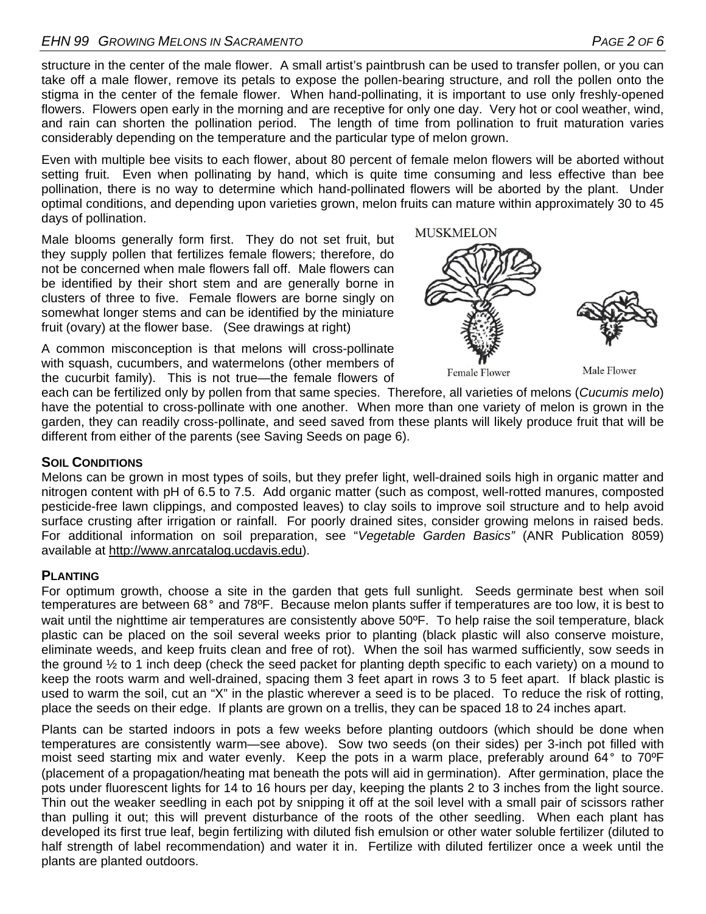structure in the center of the male flower. A small artist's paintbrush can be used to transfer pollen, or you can take off a male flower, remove its petals to expose the pollen-bearing structure, and roll the pollen onto the stigma in the center of the female flower. When hand-pollinating, it is important to use only freshly-opened flowers. Flowers open early in the morning and are receptive for only one day. Very hot or cool weather, wind, and rain can shorten the pollination period. The length of time from pollination to fruit maturation varies considerably depending on the temperature and the particular type of melon grown.

Even with multiple bee visits to each flower, about 80 percent of female melon flowers will be aborted without setting fruit. Even when pollinating by hand, which is quite time consuming and less effective than bee pollination, there is no way to determine which hand-pollinated flowers will be aborted by the plant. Under optimal conditions, and depending upon varieties grown, melon fruits can mature within approximately 30 to 45 days of pollination.

Male blooms generally form first. They do not set fruit, but they supply pollen that fertilizes female flowers; therefore, do not be concerned when male flowers fall off. Male flowers can be identified by their short stem and are generally borne in clusters of three to five. Female flowers are borne singly on somewhat longer stems and can be identified by the miniature fruit (ovary) at the flower base. (See drawings at right)

MUSKMELON

Female Flower

Male Flower

A common misconception is that melons will cross-pollinate with squash, cucumbers, and watermelons (other members of the cucurbit family). This is not true—the female flowers of each can be fertilized only by pollen from that same species. Therefore, all varieties of melons (*Cucumis melo*) have the potential to cross-pollinate with one another. When more than one variety of melon is grown in the garden, they can readily cross-pollinate, and seed saved from these plants will likely produce fruit that will be different from either of the parents (see Saving Seeds on page 6).

## SOIL CONDITIONS

Melons can be grown in most types of soils, but they prefer light, well-drained soils high in organic matter and nitrogen content with pH of 6.5 to 7.5. Add organic matter (such as compost, well-rotted manures, composted pesticide-free lawn clippings, and composted leaves) to clay soils to improve soil structure and to help avoid surface crusting after irrigation or rainfall. For poorly drained sites, consider growing melons in raised beds. For additional information on soil preparation, see "*Vegetable Garden Basics"* (ANR Publication 8059) available at http://www.anrcatalog.ucdavis.edu).

## PLANTING

For optimum growth, choose a site in the garden that gets full sunlight. Seeds germinate best when soil temperatures are between 68° and 78ºF. Because melon plants suffer if temperatures are too low, it is best to wait until the nighttime air temperatures are consistently above 50ºF. To help raise the soil temperature, black plastic can be placed on the soil several weeks prior to planting (black plastic will also conserve moisture, eliminate weeds, and keep fruits clean and free of rot). When the soil has warmed sufficiently, sow seeds in the ground ½ to 1 inch deep (check the seed packet for planting depth specific to each variety) on a mound to keep the roots warm and well-drained, spacing them 3 feet apart in rows 3 to 5 feet apart. If black plastic is used to warm the soil, cut an "X" in the plastic wherever a seed is to be placed. To reduce the risk of rotting, place the seeds on their edge. If plants are grown on a trellis, they can be spaced 18 to 24 inches apart.

Plants can be started indoors in pots a few weeks before planting outdoors (which should be done when temperatures are consistently warm—see above). Sow two seeds (on their sides) per 3-inch pot filled with moist seed starting mix and water evenly. Keep the pots in a warm place, preferably around 64° to 70ºF (placement of a propagation/heating mat beneath the pots will aid in germination). After germination, place the pots under fluorescent lights for 14 to 16 hours per day, keeping the plants 2 to 3 inches from the light source. Thin out the weaker seedling in each pot by snipping it off at the soil level with a small pair of scissors rather than pulling it out; this will prevent disturbance of the roots of the other seedling. When each plant has developed its first true leaf, begin fertilizing with diluted fish emulsion or other water soluble fertilizer (diluted to half strength of label recommendation) and water it in. Fertilize with diluted fertilizer once a week until the plants are planted outdoors.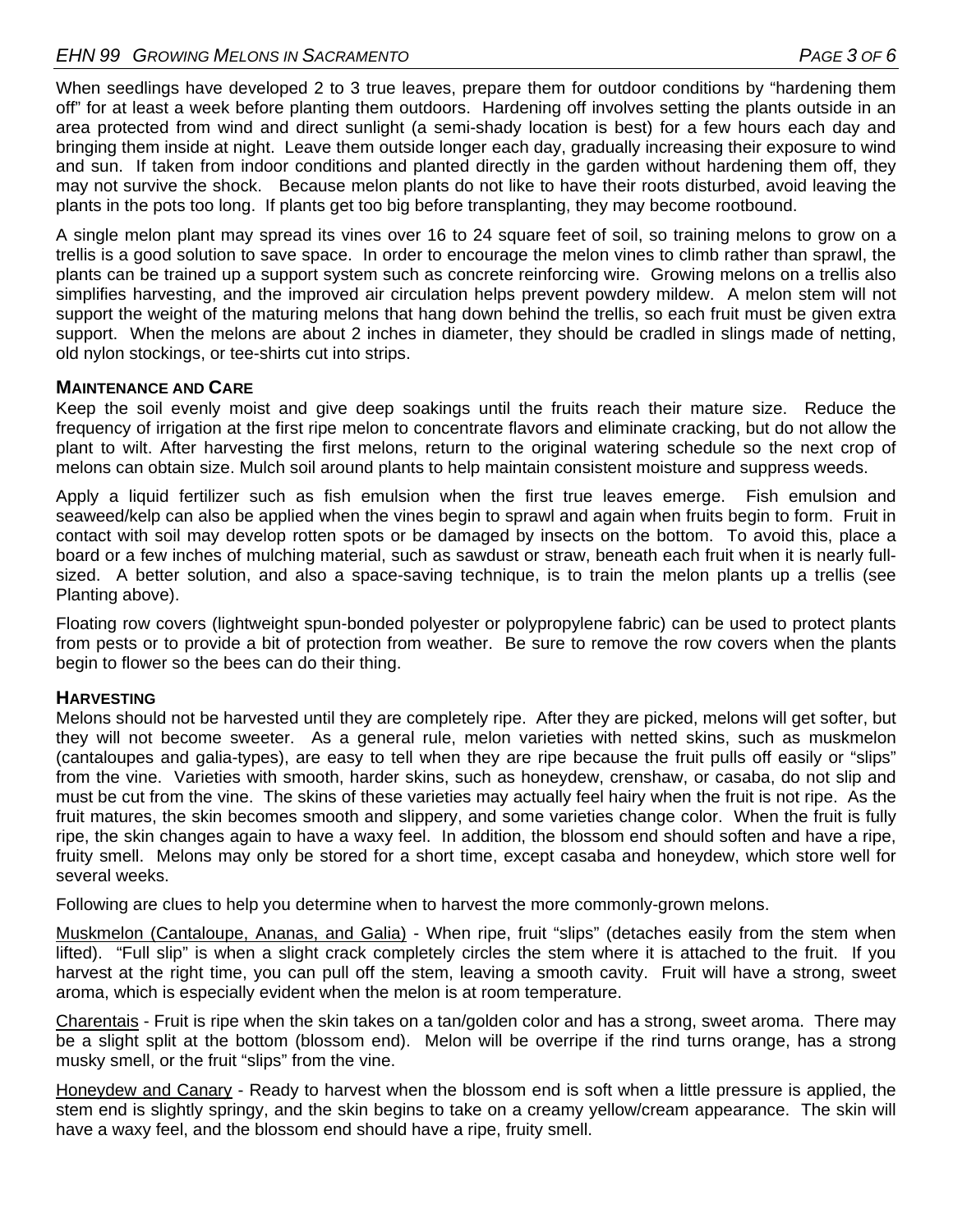When seedlings have developed 2 to 3 true leaves, prepare them for outdoor conditions by "hardening them off" for at least a week before planting them outdoors. Hardening off involves setting the plants outside in an area protected from wind and direct sunlight (a semi-shady location is best) for a few hours each day and bringing them inside at night. Leave them outside longer each day, gradually increasing their exposure to wind and sun. If taken from indoor conditions and planted directly in the garden without hardening them off, they may not survive the shock. Because melon plants do not like to have their roots disturbed, avoid leaving the plants in the pots too long. If plants get too big before transplanting, they may become rootbound.

A single melon plant may spread its vines over 16 to 24 square feet of soil, so training melons to grow on a trellis is a good solution to save space. In order to encourage the melon vines to climb rather than sprawl, the plants can be trained up a support system such as concrete reinforcing wire. Growing melons on a trellis also simplifies harvesting, and the improved air circulation helps prevent powdery mildew. A melon stem will not support the weight of the maturing melons that hang down behind the trellis, so each fruit must be given extra support. When the melons are about 2 inches in diameter, they should be cradled in slings made of netting, old nylon stockings, or tee-shirts cut into strips.

## MAINTENANCE AND CARE

Keep the soil evenly moist and give deep soakings until the fruits reach their mature size. Reduce the frequency of irrigation at the first ripe melon to concentrate flavors and eliminate cracking, but do not allow the plant to wilt. After harvesting the first melons, return to the original watering schedule so the next crop of melons can obtain size. Mulch soil around plants to help maintain consistent moisture and suppress weeds.

Apply a liquid fertilizer such as fish emulsion when the first true leaves emerge. Fish emulsion and seaweed/kelp can also be applied when the vines begin to sprawl and again when fruits begin to form. Fruit in contact with soil may develop rotten spots or be damaged by insects on the bottom. To avoid this, place a board or a few inches of mulching material, such as sawdust or straw, beneath each fruit when it is nearly full-sized. A better solution, and also a space-saving technique, is to train the melon plants up a trellis (see Planting above).

Floating row covers (lightweight spun-bonded polyester or polypropylene fabric) can be used to protect plants from pests or to provide a bit of protection from weather. Be sure to remove the row covers when the plants begin to flower so the bees can do their thing.

## HARVESTING

Melons should not be harvested until they are completely ripe. After they are picked, melons will get softer, but they will not become sweeter. As a general rule, melon varieties with netted skins, such as muskmelon (cantaloupes and galia-types), are easy to tell when they are ripe because the fruit pulls off easily or "slips" from the vine. Varieties with smooth, harder skins, such as honeydew, crenshaw, or casaba, do not slip and must be cut from the vine. The skins of these varieties may actually feel hairy when the fruit is not ripe. As the fruit matures, the skin becomes smooth and slippery, and some varieties change color. When the fruit is fully ripe, the skin changes again to have a waxy feel. In addition, the blossom end should soften and have a ripe, fruity smell. Melons may only be stored for a short time, except casaba and honeydew, which store well for several weeks.

Following are clues to help you determine when to harvest the more commonly-grown melons.

Muskmelon (Cantaloupe, Ananas, and Galia) - When ripe, fruit "slips" (detaches easily from the stem when lifted). "Full slip" is when a slight crack completely circles the stem where it is attached to the fruit. If you harvest at the right time, you can pull off the stem, leaving a smooth cavity. Fruit will have a strong, sweet aroma, which is especially evident when the melon is at room temperature.

Charentais - Fruit is ripe when the skin takes on a tan/golden color and has a strong, sweet aroma. There may be a slight split at the bottom (blossom end). Melon will be overripe if the rind turns orange, has a strong musky smell, or the fruit "slips" from the vine.

Honeydew and Canary - Ready to harvest when the blossom end is soft when a little pressure is applied, the stem end is slightly springy, and the skin begins to take on a creamy yellow/cream appearance. The skin will have a waxy feel, and the blossom end should have a ripe, fruity smell.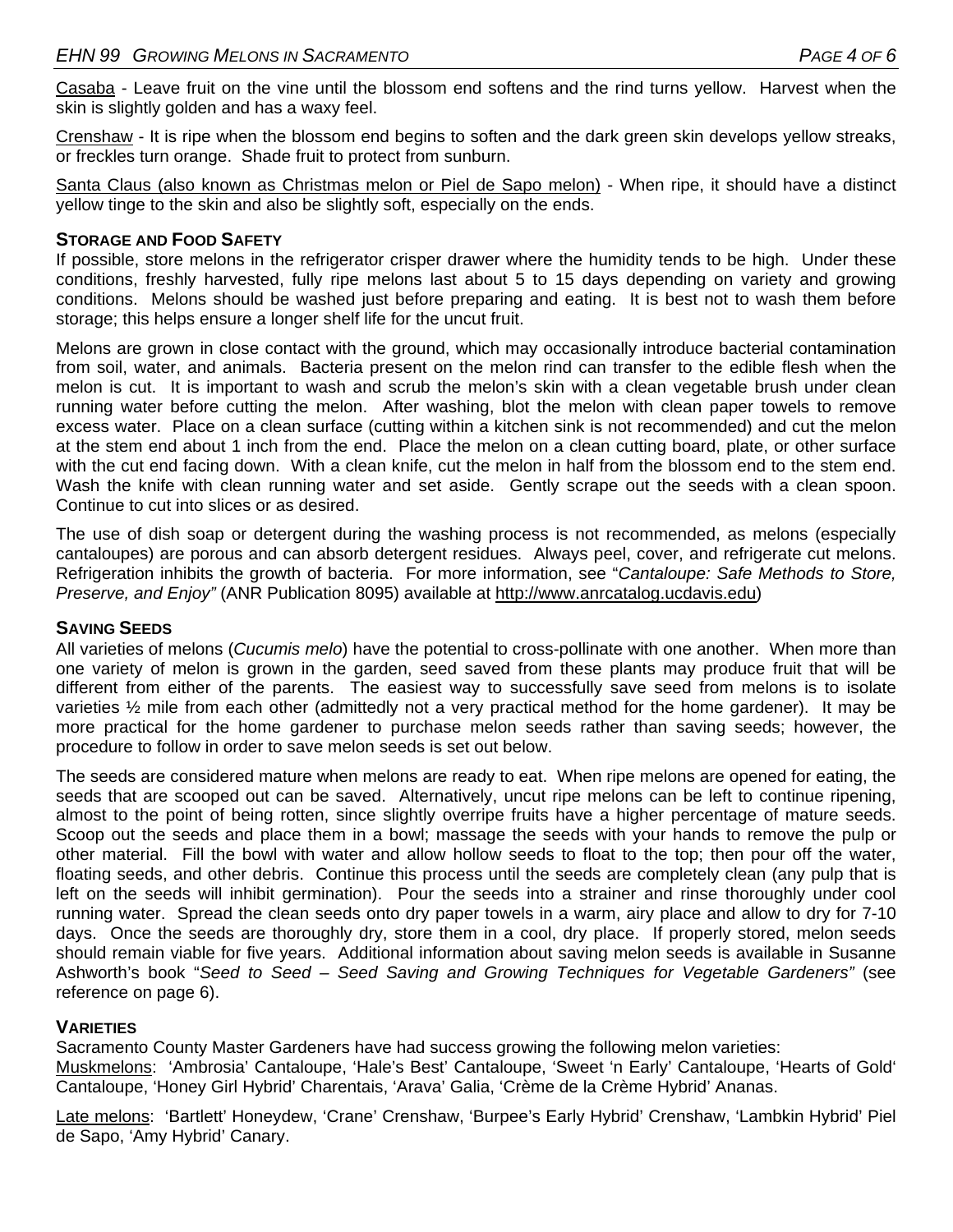<u>Casaba</u> - Leave fruit on the vine until the blossom end softens and the rind turns yellow. Harvest when the skin is slightly golden and has a waxy feel.

<u>Crenshaw</u> - It is ripe when the blossom end begins to soften and the dark green skin develops yellow streaks, or freckles turn orange. Shade fruit to protect from sunburn.

<u>Santa Claus (also known as Christmas melon or Piel de Sapo melon)</u> - When ripe, it should have a distinct yellow tinge to the skin and also be slightly soft, especially on the ends.

### STORAGE AND FOOD SAFETY

If possible, store melons in the refrigerator crisper drawer where the humidity tends to be high. Under these conditions, freshly harvested, fully ripe melons last about 5 to 15 days depending on variety and growing conditions. Melons should be washed just before preparing and eating. It is best not to wash them before storage; this helps ensure a longer shelf life for the uncut fruit.

Melons are grown in close contact with the ground, which may occasionally introduce bacterial contamination from soil, water, and animals. Bacteria present on the melon rind can transfer to the edible flesh when the melon is cut. It is important to wash and scrub the melon's skin with a clean vegetable brush under clean running water before cutting the melon. After washing, blot the melon with clean paper towels to remove excess water. Place on a clean surface (cutting within a kitchen sink is not recommended) and cut the melon at the stem end about 1 inch from the end. Place the melon on a clean cutting board, plate, or other surface with the cut end facing down. With a clean knife, cut the melon in half from the blossom end to the stem end. Wash the knife with clean running water and set aside. Gently scrape out the seeds with a clean spoon. Continue to cut into slices or as desired.

The use of dish soap or detergent during the washing process is not recommended, as melons (especially cantaloupes) are porous and can absorb detergent residues. Always peel, cover, and refrigerate cut melons. Refrigeration inhibits the growth of bacteria. For more information, see "*Cantaloupe: Safe Methods to Store, Preserve, and Enjoy"* (ANR Publication 8095) available at <u>http://www.anrcatalog.ucdavis.edu</u>)

### SAVING SEEDS

All varieties of melons (*Cucumis melo*) have the potential to cross-pollinate with one another. When more than one variety of melon is grown in the garden, seed saved from these plants may produce fruit that will be different from either of the parents. The easiest way to successfully save seed from melons is to isolate varieties ½ mile from each other (admittedly not a very practical method for the home gardener). It may be more practical for the home gardener to purchase melon seeds rather than saving seeds; however, the procedure to follow in order to save melon seeds is set out below.

The seeds are considered mature when melons are ready to eat. When ripe melons are opened for eating, the seeds that are scooped out can be saved. Alternatively, uncut ripe melons can be left to continue ripening, almost to the point of being rotten, since slightly overripe fruits have a higher percentage of mature seeds. Scoop out the seeds and place them in a bowl; massage the seeds with your hands to remove the pulp or other material. Fill the bowl with water and allow hollow seeds to float to the top; then pour off the water, floating seeds, and other debris. Continue this process until the seeds are completely clean (any pulp that is left on the seeds will inhibit germination). Pour the seeds into a strainer and rinse thoroughly under cool running water. Spread the clean seeds onto dry paper towels in a warm, airy place and allow to dry for 7-10 days. Once the seeds are thoroughly dry, store them in a cool, dry place. If properly stored, melon seeds should remain viable for five years. Additional information about saving melon seeds is available in Susanne Ashworth's book "*Seed to Seed – Seed Saving and Growing Techniques for Vegetable Gardeners"* (see reference on page 6).

### VARIETIES

Sacramento County Master Gardeners have had success growing the following melon varieties:
<u>Muskmelons</u>: 'Ambrosia' Cantaloupe, 'Hale's Best' Cantaloupe, 'Sweet 'n Early' Cantaloupe, 'Hearts of Gold' Cantaloupe, 'Honey Girl Hybrid' Charentais, 'Arava' Galia, 'Crème de la Crème Hybrid' Ananas.

<u>Late melons</u>: 'Bartlett' Honeydew, 'Crane' Crenshaw, 'Burpee's Early Hybrid' Crenshaw, 'Lambkin Hybrid' Piel de Sapo, 'Amy Hybrid' Canary.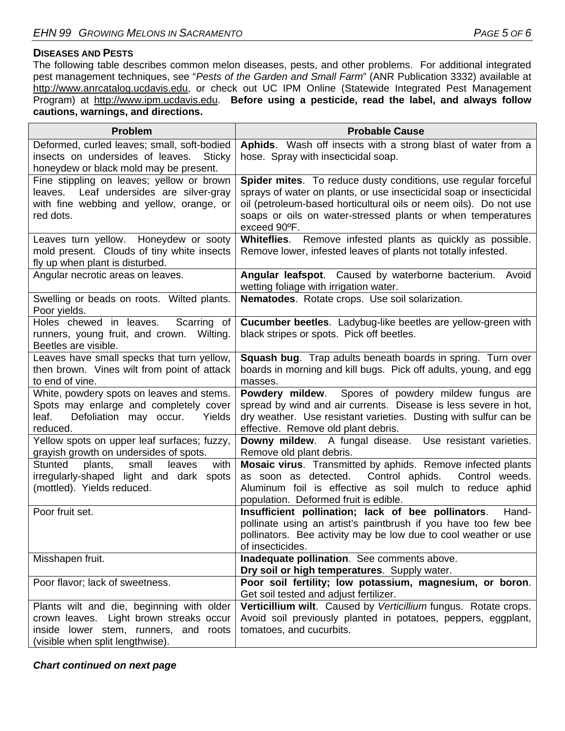## DISEASES AND PESTS

The following table describes common melon diseases, pests, and other problems. For additional integrated pest management techniques, see "*Pests of the Garden and Small Farm*" (ANR Publication 3332) available at http://www.anrcatalog.ucdavis.edu, or check out UC IPM Online (Statewide Integrated Pest Management Program) at http://www.ipm.ucdavis.edu. **Before using a pesticide, read the label, and always follow cautions, warnings, and directions.**

| Problem | Probable Cause |
|---|---|
| Deformed, curled leaves; small, soft-bodied insects on undersides of leaves. Sticky honeydew or black mold may be present. | **Aphids**. Wash off insects with a strong blast of water from a hose. Spray with insecticidal soap. |
| Fine stippling on leaves; yellow or brown leaves. Leaf undersides are silver-gray with fine webbing and yellow, orange, or red dots. | **Spider mites**. To reduce dusty conditions, use regular forceful sprays of water on plants, or use insecticidal soap or insecticidal oil (petroleum-based horticultural oils or neem oils). Do not use soaps or oils on water-stressed plants or when temperatures exceed 90ºF. |
| Leaves turn yellow. Honeydew or sooty mold present. Clouds of tiny white insects fly up when plant is disturbed. | **Whiteflies**. Remove infested plants as quickly as possible. Remove lower, infested leaves of plants not totally infested. |
| Angular necrotic areas on leaves. | **Angular leafspot**. Caused by waterborne bacterium. Avoid wetting foliage with irrigation water. |
| Swelling or beads on roots. Wilted plants. Poor yields. | **Nematodes**. Rotate crops. Use soil solarization. |
| Holes chewed in leaves. Scarring of runners, young fruit, and crown. Wilting. Beetles are visible. | **Cucumber beetles**. Ladybug-like beetles are yellow-green with black stripes or spots. Pick off beetles. |
| Leaves have small specks that turn yellow, then brown. Vines wilt from point of attack to end of vine. | **Squash bug**. Trap adults beneath boards in spring. Turn over boards in morning and kill bugs. Pick off adults, young, and egg masses. |
| White, powdery spots on leaves and stems. Spots may enlarge and completely cover leaf. Defoliation may occur. Yields reduced. | **Powdery mildew**. Spores of powdery mildew fungus are spread by wind and air currents. Disease is less severe in hot, dry weather. Use resistant varieties. Dusting with sulfur can be effective. Remove old plant debris. |
| Yellow spots on upper leaf surfaces; fuzzy, grayish growth on undersides of spots. | **Downy mildew**. A fungal disease. Use resistant varieties. Remove old plant debris. |
| Stunted plants, small leaves with irregularly-shaped light and dark spots (mottled). Yields reduced. | **Mosaic virus**. Transmitted by aphids. Remove infected plants as soon as detected. Control aphids. Control weeds. Aluminum foil is effective as soil mulch to reduce aphid population. Deformed fruit is edible. |
| Poor fruit set. | **Insufficient pollination; lack of bee pollinators**. Hand-pollinate using an artist's paintbrush if you have too few bee pollinators. Bee activity may be low due to cool weather or use of insecticides. |
| Misshapen fruit. | **Inadequate pollination**. See comments above.<br>**Dry soil or high temperatures**. Supply water. |
| Poor flavor; lack of sweetness. | **Poor soil fertility; low potassium, magnesium, or boron**. Get soil tested and adjust fertilizer. |
| Plants wilt and die, beginning with older crown leaves. Light brown streaks occur inside lower stem, runners, and roots (visible when split lengthwise). | **Verticillium wilt**. Caused by *Verticillium* fungus. Rotate crops. Avoid soil previously planted in potatoes, peppers, eggplant, tomatoes, and cucurbits. |

***Chart continued on next page***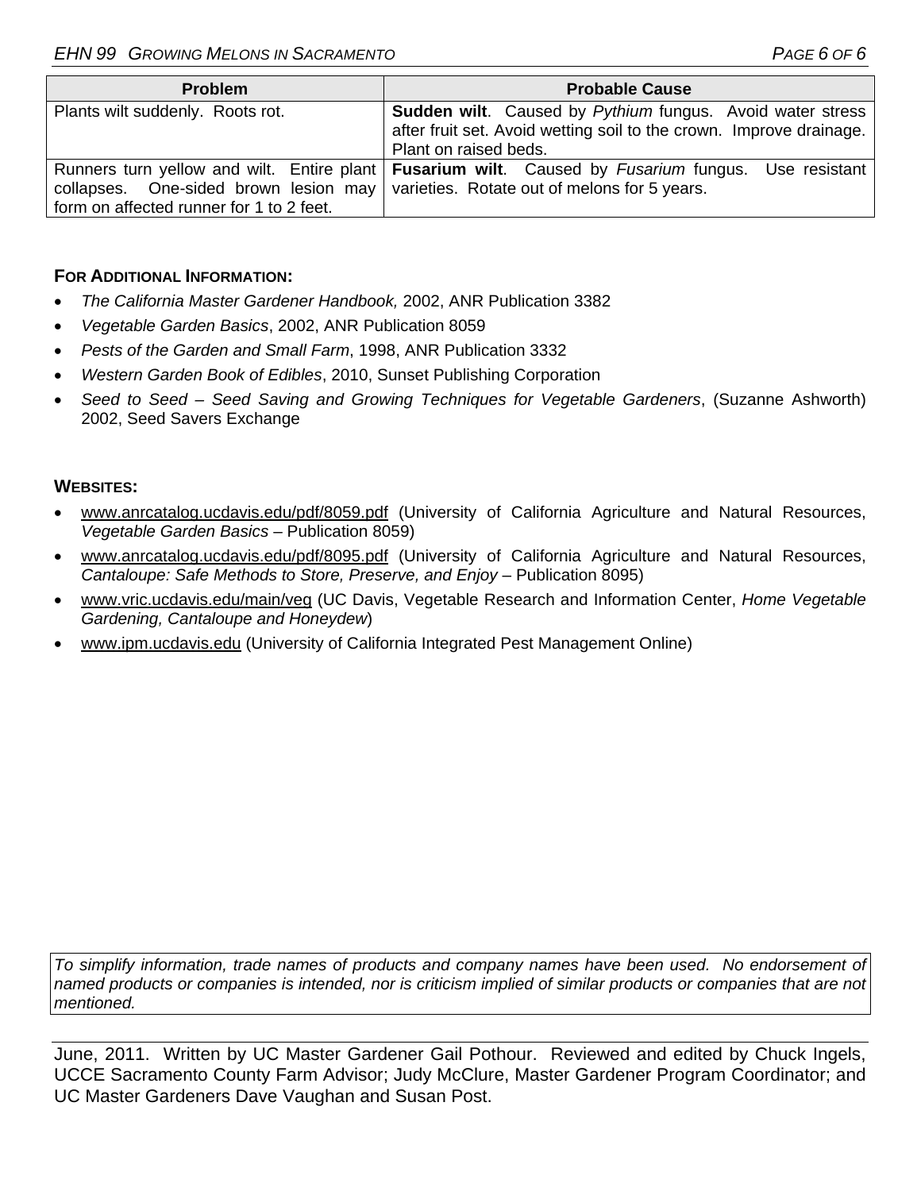| Problem | Probable Cause |
|---|---|
| Plants wilt suddenly. Roots rot. | **Sudden wilt**. Caused by *Pythium* fungus. Avoid water stress after fruit set. Avoid wetting soil to the crown. Improve drainage. Plant on raised beds. |
| Runners turn yellow and wilt. Entire plant collapses. One-sided brown lesion may form on affected runner for 1 to 2 feet. | **Fusarium wilt**. Caused by *Fusarium* fungus. Use resistant varieties. Rotate out of melons for 5 years. |

**FOR ADDITIONAL INFORMATION:**

- *The California Master Gardener Handbook,* 2002, ANR Publication 3382
- *Vegetable Garden Basics*, 2002, ANR Publication 8059
- *Pests of the Garden and Small Farm*, 1998, ANR Publication 3332
- *Western Garden Book of Edibles*, 2010, Sunset Publishing Corporation
- *Seed to Seed – Seed Saving and Growing Techniques for Vegetable Gardeners*, (Suzanne Ashworth) 2002, Seed Savers Exchange

**WEBSITES:**

- www.anrcatalog.ucdavis.edu/pdf/8059.pdf (University of California Agriculture and Natural Resources, *Vegetable Garden Basics* – Publication 8059)
- www.anrcatalog.ucdavis.edu/pdf/8095.pdf (University of California Agriculture and Natural Resources, *Cantaloupe: Safe Methods to Store, Preserve, and Enjoy* – Publication 8095)
- www.vric.ucdavis.edu/main/veg (UC Davis, Vegetable Research and Information Center, *Home Vegetable Gardening, Cantaloupe and Honeydew*)
- www.ipm.ucdavis.edu (University of California Integrated Pest Management Online)

*To simplify information, trade names of products and company names have been used. No endorsement of named products or companies is intended, nor is criticism implied of similar products or companies that are not mentioned.*

June, 2011. Written by UC Master Gardener Gail Pothour. Reviewed and edited by Chuck Ingels, UCCE Sacramento County Farm Advisor; Judy McClure, Master Gardener Program Coordinator; and UC Master Gardeners Dave Vaughan and Susan Post.